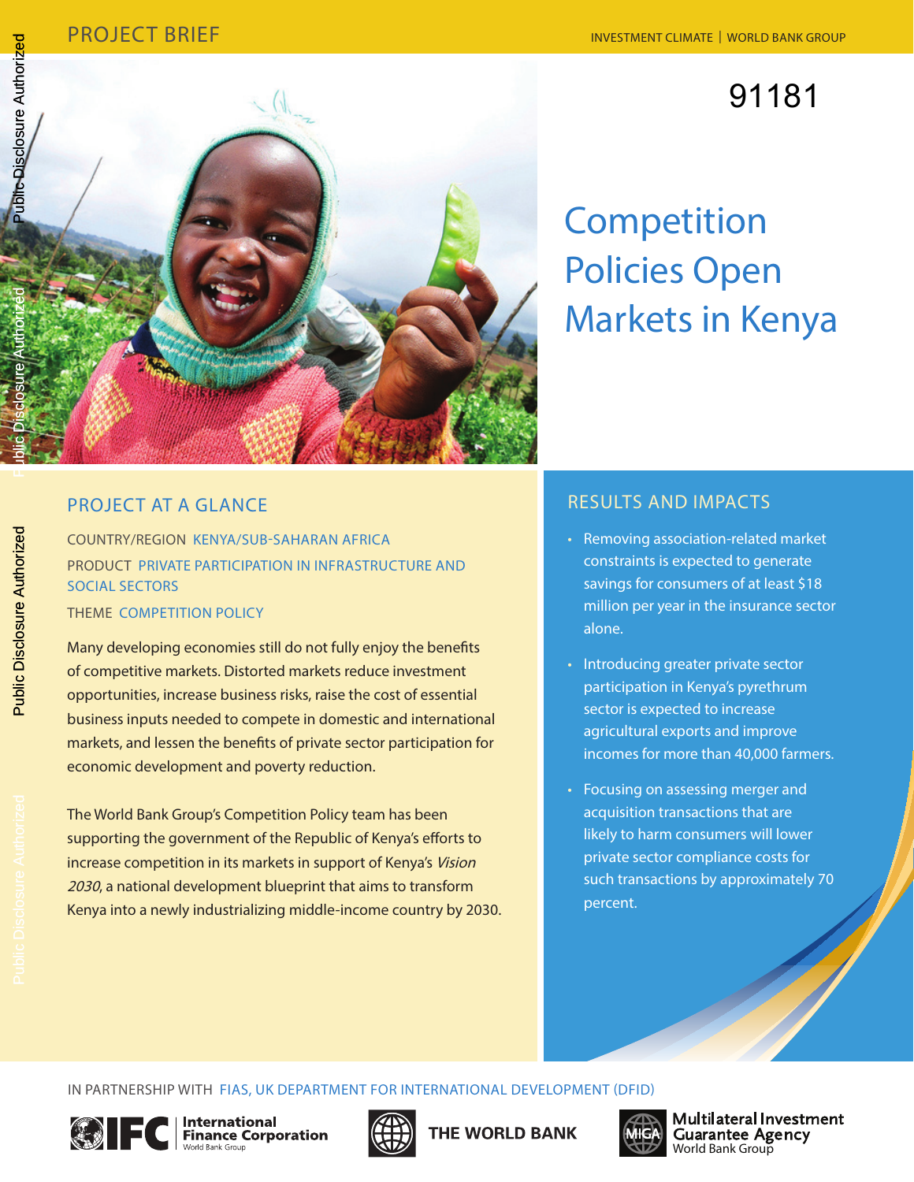PROJECT BRIEF

INVESTMENT CLIMATE | WORLD BANK GROUP

91181

# Competition Policies Open Markets in Kenya

## PROJECT AT A GLANCE

COUNTRY/REGION KENYA/SUB-SAHARAN AFRICA

PRODUCT PRIVATE PARTICIPATION IN INFRASTRUCTURE AND SOCIAL SECTORS

THEME COMPETITION POLICY

Many developing economies still do not fully enjoy the benefits of competitive markets. Distorted markets reduce investment opportunities, increase business risks, raise the cost of essential business inputs needed to compete in domestic and international markets, and lessen the benefits of private sector participation for economic development and poverty reduction.

The World Bank Group's Competition Policy team has been supporting the government of the Republic of Kenya's efforts to increase competition in its markets in support of Kenya's *Vision 2030*, a national development blueprint that aims to transform Kenya into a newly industrializing middle-income country by 2030.

## RESULTS AND IMPACTS

- Removing association-related market constraints is expected to generate savings for consumers of at least $18 million per year in the insurance sector alone.
- Introducing greater private sector participation in Kenya's pyrethrum sector is expected to increase agricultural exports and improve incomes for more than 40,000 farmers.
- Focusing on assessing merger and acquisition transactions that are likely to harm consumers will lower private sector compliance costs for such transactions by approximately 70 percent.

IN PARTNERSHIP WITH FIAS, UK DEPARTMENT FOR INTERNATIONAL DEVELOPMENT (DFID)

IFC International Finance Corporation World Bank Group | THE WORLD BANK | MIGA Multilateral Investment Guarantee Agency World Bank Group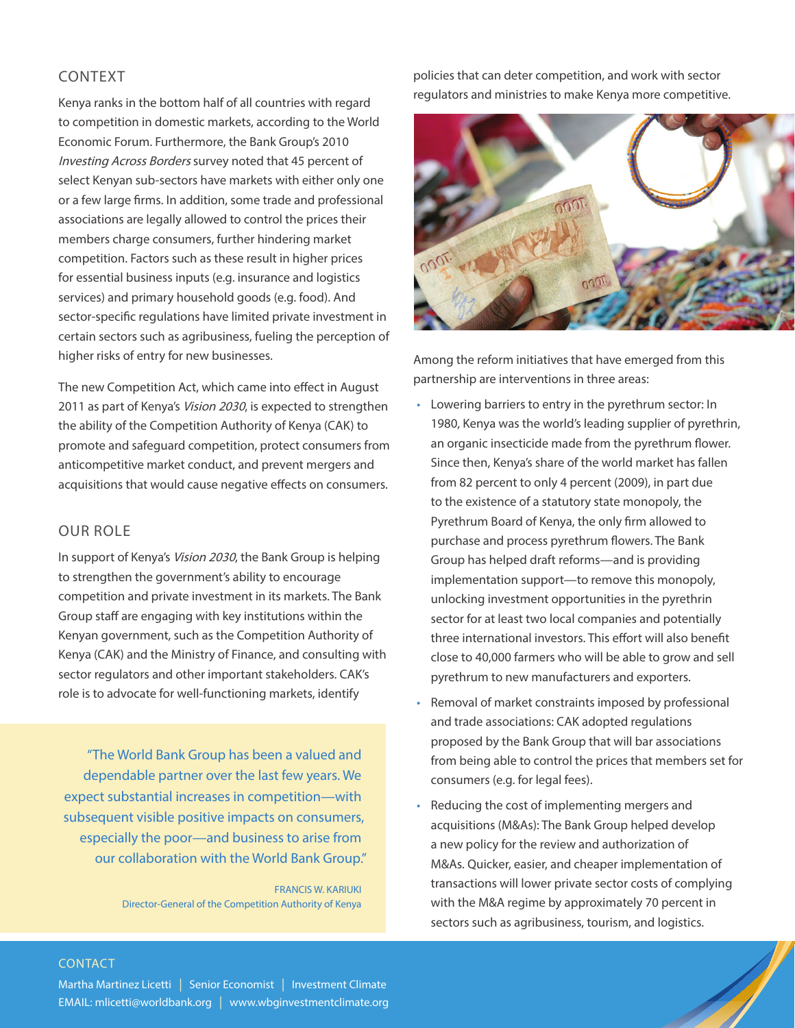## CONTEXT

Kenya ranks in the bottom half of all countries with regard to competition in domestic markets, according to the World Economic Forum. Furthermore, the Bank Group's 2010 *Investing Across Borders* survey noted that 45 percent of select Kenyan sub-sectors have markets with either only one or a few large firms. In addition, some trade and professional associations are legally allowed to control the prices their members charge consumers, further hindering market competition. Factors such as these result in higher prices for essential business inputs (e.g. insurance and logistics services) and primary household goods (e.g. food). And sector-specific regulations have limited private investment in certain sectors such as agribusiness, fueling the perception of higher risks of entry for new businesses.

The new Competition Act, which came into effect in August 2011 as part of Kenya's *Vision 2030*, is expected to strengthen the ability of the Competition Authority of Kenya (CAK) to promote and safeguard competition, protect consumers from anticompetitive market conduct, and prevent mergers and acquisitions that would cause negative effects on consumers.

## OUR ROLE

In support of Kenya's *Vision 2030*, the Bank Group is helping to strengthen the government's ability to encourage competition and private investment in its markets. The Bank Group staff are engaging with key institutions within the Kenyan government, such as the Competition Authority of Kenya (CAK) and the Ministry of Finance, and consulting with sector regulators and other important stakeholders. CAK's role is to advocate for well-functioning markets, identify policies that can deter competition, and work with sector regulators and ministries to make Kenya more competitive.

> "The World Bank Group has been a valued and dependable partner over the last few years. We expect substantial increases in competition—with subsequent visible positive impacts on consumers, especially the poor—and business to arise from our collaboration with the World Bank Group."
>
> FRANCIS W. KARIUKI
> Director-General of the Competition Authority of Kenya

Among the reform initiatives that have emerged from this partnership are interventions in three areas:

- Lowering barriers to entry in the pyrethrum sector: In 1980, Kenya was the world's leading supplier of pyrethrin, an organic insecticide made from the pyrethrum flower. Since then, Kenya's share of the world market has fallen from 82 percent to only 4 percent (2009), in part due to the existence of a statutory state monopoly, the Pyrethrum Board of Kenya, the only firm allowed to purchase and process pyrethrum flowers. The Bank Group has helped draft reforms—and is providing implementation support—to remove this monopoly, unlocking investment opportunities in the pyrethrin sector for at least two local companies and potentially three international investors. This effort will also benefit close to 40,000 farmers who will be able to grow and sell pyrethrum to new manufacturers and exporters.
- Removal of market constraints imposed by professional and trade associations: CAK adopted regulations proposed by the Bank Group that will bar associations from being able to control the prices that members set for consumers (e.g. for legal fees).
- Reducing the cost of implementing mergers and acquisitions (M&As): The Bank Group helped develop a new policy for the review and authorization of M&As. Quicker, easier, and cheaper implementation of transactions will lower private sector costs of complying with the M&A regime by approximately 70 percent in sectors such as agribusiness, tourism, and logistics.

## CONTACT

Martha Martinez Licetti | Senior Economist | Investment Climate
EMAIL: mlicetti@worldbank.org | www.wbginvestmentclimate.org